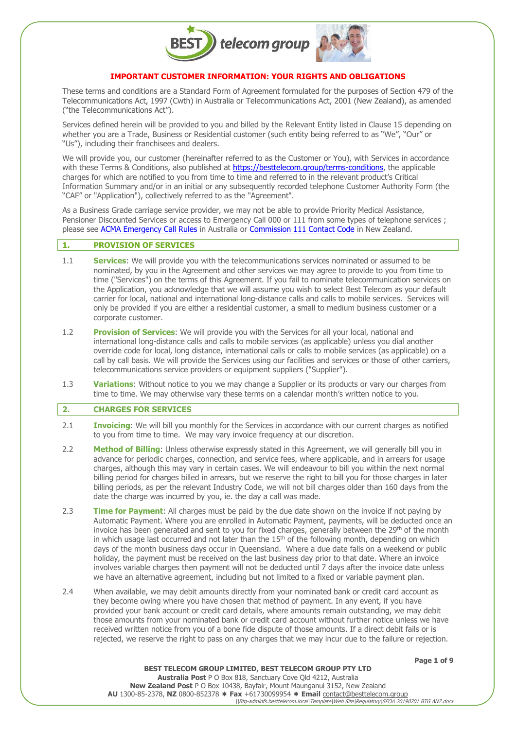# IMPORTANT CUSTOMER INFORMATION: YOUR RIGHTS AND OBLIGATIONS

These terms and conditions are a Standard Form of Agreement formulated for the purposes of Section 479 of the Telecommunications Act, 1997 (Cwth) in Australia or Telecommunications Act, 2001 (New Zealand), as amended ("the Telecommunications Act").

Services defined herein will be provided to you and billed by the Relevant Entity listed in Clause 15 depending on whether you are a Trade, Business or Residential customer (such entity being referred to as "We", "Our" or "Us"), including their franchisees and dealers.

We will provide you, our customer (hereinafter referred to as the Customer or You), with Services in accordance with these Terms & Conditions, also published at https://besttelecom.group/terms-conditions, the applicable charges for which are notified to you from time to time and referred to in the relevant product's Critical Information Summary and/or in an initial or any subsequently recorded telephone Customer Authority Form (the "CAF" or "Application"), collectively referred to as the "Agreement".

As a Business Grade carriage service provider, we may not be able to provide Priority Medical Assistance, Pensioner Discounted Services or access to Emergency Call 000 or 111 from some types of telephone services ; please see ACMA Emergency Call Rules in Australia or Commission 111 Contact Code in New Zealand.

## 1. PROVISION OF SERVICES

1.1 **Services**: We will provide you with the telecommunications services nominated or assumed to be nominated, by you in the Agreement and other services we may agree to provide to you from time to time ("Services") on the terms of this Agreement. If you fail to nominate telecommunication services on the Application, you acknowledge that we will assume you wish to select Best Telecom as your default carrier for local, national and international long-distance calls and calls to mobile services. Services will only be provided if you are either a residential customer, a small to medium business customer or a corporate customer.

1.2 **Provision of Services**: We will provide you with the Services for all your local, national and international long-distance calls and calls to mobile services (as applicable) unless you dial another override code for local, long distance, international calls or calls to mobile services (as applicable) on a call by call basis. We will provide the Services using our facilities and services or those of other carriers, telecommunications service providers or equipment suppliers ("Supplier").

1.3 **Variations**: Without notice to you we may change a Supplier or its products or vary our charges from time to time. We may otherwise vary these terms on a calendar month's written notice to you.

## 2. CHARGES FOR SERVICES

2.1 **Invoicing**: We will bill you monthly for the Services in accordance with our current charges as notified to you from time to time. We may vary invoice frequency at our discretion.

2.2 **Method of Billing**: Unless otherwise expressly stated in this Agreement, we will generally bill you in advance for periodic charges, connection, and service fees, where applicable, and in arrears for usage charges, although this may vary in certain cases. We will endeavour to bill you within the next normal billing period for charges billed in arrears, but we reserve the right to bill you for those charges in later billing periods, as per the relevant Industry Code, we will not bill charges older than 160 days from the date the charge was incurred by you, ie. the day a call was made.

2.3 **Time for Payment**: All charges must be paid by the due date shown on the invoice if not paying by Automatic Payment. Where you are enrolled in Automatic Payment, payments, will be deducted once an invoice has been generated and sent to you for fixed charges, generally between the 29th of the month in which usage last occurred and not later than the 15th of the following month, depending on which days of the month business days occur in Queensland. Where a due date falls on a weekend or public holiday, the payment must be received on the last business day prior to that date. Where an invoice involves variable charges then payment will not be deducted until 7 days after the invoice date unless we have an alternative agreement, including but not limited to a fixed or variable payment plan.

2.4 When available, we may debit amounts directly from your nominated bank or credit card account as they become owing where you have chosen that method of payment. In any event, if you have provided your bank account or credit card details, where amounts remain outstanding, we may debit those amounts from your nominated bank or credit card account without further notice unless we have received written notice from you of a bone fide dispute of those amounts. If a direct debit fails or is rejected, we reserve the right to pass on any charges that we may incur due to the failure or rejection.

**BEST TELECOM GROUP LIMITED, BEST TELECOM GROUP PTY LTD**
**Australia Post** P O Box 818, Sanctuary Cove Qld 4212, Australia
**New Zealand Post** P O Box 10438, Bayfair, Mount Maunganui 3152, New Zealand
**AU** 1300-85-2378, **NZ** 0800-852378 ✱ **Fax** +61730099954 ✱ **Email** contact@besttelecom.group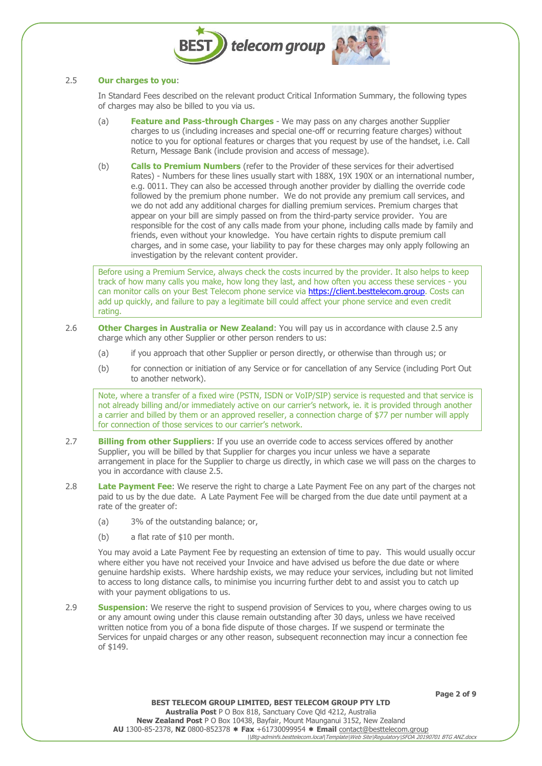2.5 **Our charges to you**:

In Standard Fees described on the relevant product Critical Information Summary, the following types of charges may also be billed to you via us.

(a) **Feature and Pass-through Charges** - We may pass on any charges another Supplier charges to us (including increases and special one-off or recurring feature charges) without notice to you for optional features or charges that you request by use of the handset, i.e. Call Return, Message Bank (include provision and access of message).

(b) **Calls to Premium Numbers** (refer to the Provider of these services for their advertised Rates) - Numbers for these lines usually start with 188X, 19X 190X or an international number, e.g. 0011. They can also be accessed through another provider by dialling the override code followed by the premium phone number. We do not provide any premium call services, and we do not add any additional charges for dialling premium services. Premium charges that appear on your bill are simply passed on from the third-party service provider. You are responsible for the cost of any calls made from your phone, including calls made by family and friends, even without your knowledge. You have certain rights to dispute premium call charges, and in some case, your liability to pay for these charges may only apply following an investigation by the relevant content provider.

> Before using a Premium Service, always check the costs incurred by the provider. It also helps to keep track of how many calls you make, how long they last, and how often you access these services - you can monitor calls on your Best Telecom phone service via https://client.besttelecom.group. Costs can add up quickly, and failure to pay a legitimate bill could affect your phone service and even credit rating.

2.6 **Other Charges in Australia or New Zealand**: You will pay us in accordance with clause 2.5 any charge which any other Supplier or other person renders to us:

(a) if you approach that other Supplier or person directly, or otherwise than through us; or

(b) for connection or initiation of any Service or for cancellation of any Service (including Port Out to another network).

> Note, where a transfer of a fixed wire (PSTN, ISDN or VoIP/SIP) service is requested and that service is not already billing and/or immediately active on our carrier's network, ie. it is provided through another a carrier and billed by them or an approved reseller, a connection charge of $77 per number will apply for connection of those services to our carrier's network.

2.7 **Billing from other Suppliers**: If you use an override code to access services offered by another Supplier, you will be billed by that Supplier for charges you incur unless we have a separate arrangement in place for the Supplier to charge us directly, in which case we will pass on the charges to you in accordance with clause 2.5.

2.8 **Late Payment Fee**: We reserve the right to charge a Late Payment Fee on any part of the charges not paid to us by the due date. A Late Payment Fee will be charged from the due date until payment at a rate of the greater of:

(a) 3% of the outstanding balance; or,

(b) a flat rate of $10 per month.

You may avoid a Late Payment Fee by requesting an extension of time to pay. This would usually occur where either you have not received your Invoice and have advised us before the due date or where genuine hardship exists. Where hardship exists, we may reduce your services, including but not limited to access to long distance calls, to minimise you incurring further debt to and assist you to catch up with your payment obligations to us.

2.9 **Suspension**: We reserve the right to suspend provision of Services to you, where charges owing to us or any amount owing under this clause remain outstanding after 30 days, unless we have received written notice from you of a bona fide dispute of those charges. If we suspend or terminate the Services for unpaid charges or any other reason, subsequent reconnection may incur a connection fee of $149.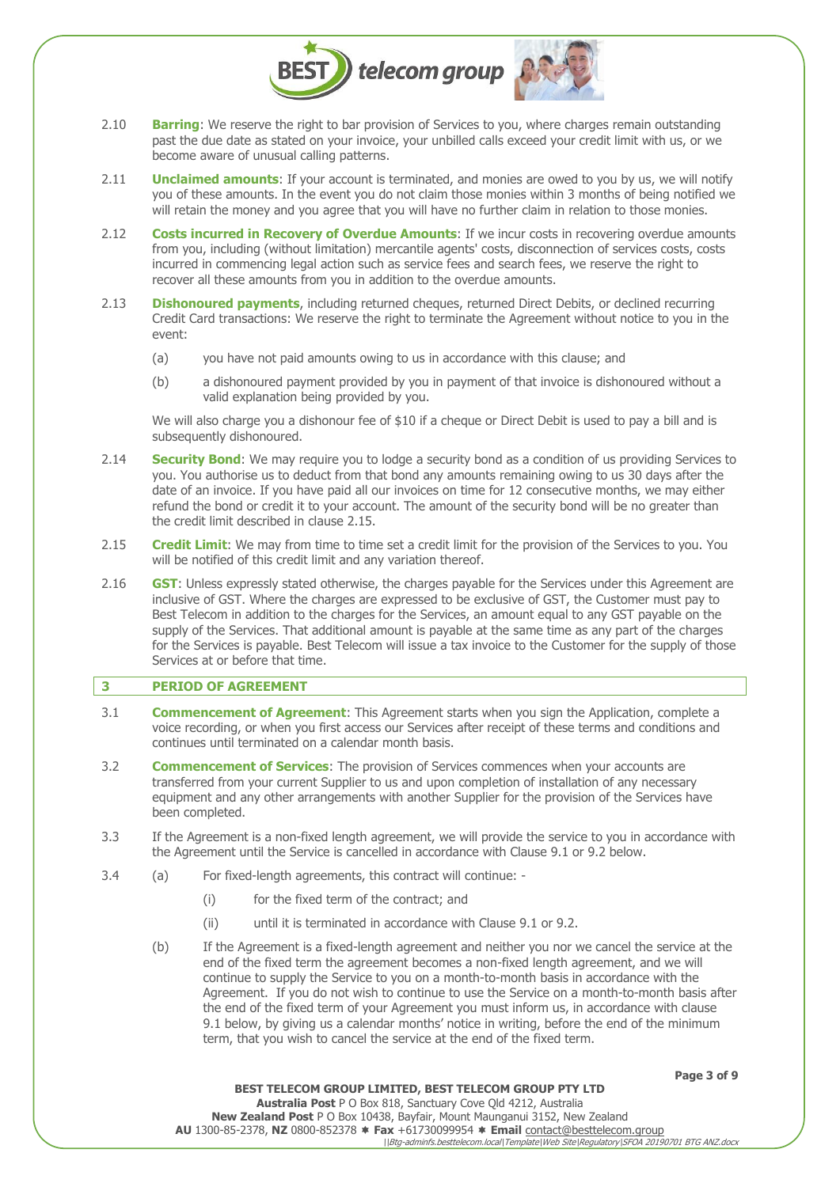2.10 **Barring**: We reserve the right to bar provision of Services to you, where charges remain outstanding past the due date as stated on your invoice, your unbilled calls exceed your credit limit with us, or we become aware of unusual calling patterns.

2.11 **Unclaimed amounts**: If your account is terminated, and monies are owed to you by us, we will notify you of these amounts. In the event you do not claim those monies within 3 months of being notified we will retain the money and you agree that you will have no further claim in relation to those monies.

2.12 **Costs incurred in Recovery of Overdue Amounts**: If we incur costs in recovering overdue amounts from you, including (without limitation) mercantile agents' costs, disconnection of services costs, costs incurred in commencing legal action such as service fees and search fees, we reserve the right to recover all these amounts from you in addition to the overdue amounts.

2.13 **Dishonoured payments**, including returned cheques, returned Direct Debits, or declined recurring Credit Card transactions: We reserve the right to terminate the Agreement without notice to you in the event:

(a) you have not paid amounts owing to us in accordance with this clause; and

(b) a dishonoured payment provided by you in payment of that invoice is dishonoured without a valid explanation being provided by you.

We will also charge you a dishonour fee of $10 if a cheque or Direct Debit is used to pay a bill and is subsequently dishonoured.

2.14 **Security Bond**: We may require you to lodge a security bond as a condition of us providing Services to you. You authorise us to deduct from that bond any amounts remaining owing to us 30 days after the date of an invoice. If you have paid all our invoices on time for 12 consecutive months, we may either refund the bond or credit it to your account. The amount of the security bond will be no greater than the credit limit described in clause 2.15.

2.15 **Credit Limit**: We may from time to time set a credit limit for the provision of the Services to you. You will be notified of this credit limit and any variation thereof.

2.16 **GST**: Unless expressly stated otherwise, the charges payable for the Services under this Agreement are inclusive of GST. Where the charges are expressed to be exclusive of GST, the Customer must pay to Best Telecom in addition to the charges for the Services, an amount equal to any GST payable on the supply of the Services. That additional amount is payable at the same time as any part of the charges for the Services is payable. Best Telecom will issue a tax invoice to the Customer for the supply of those Services at or before that time.

## 3 PERIOD OF AGREEMENT

3.1 **Commencement of Agreement**: This Agreement starts when you sign the Application, complete a voice recording, or when you first access our Services after receipt of these terms and conditions and continues until terminated on a calendar month basis.

3.2 **Commencement of Services**: The provision of Services commences when your accounts are transferred from your current Supplier to us and upon completion of installation of any necessary equipment and any other arrangements with another Supplier for the provision of the Services have been completed.

3.3 If the Agreement is a non-fixed length agreement, we will provide the service to you in accordance with the Agreement until the Service is cancelled in accordance with Clause 9.1 or 9.2 below.

3.4 (a) For fixed-length agreements, this contract will continue: -

(i) for the fixed term of the contract; and

(ii) until it is terminated in accordance with Clause 9.1 or 9.2.

(b) If the Agreement is a fixed-length agreement and neither you nor we cancel the service at the end of the fixed term the agreement becomes a non-fixed length agreement, and we will continue to supply the Service to you on a month-to-month basis in accordance with the Agreement. If you do not wish to continue to use the Service on a month-to-month basis after the end of the fixed term of your Agreement you must inform us, in accordance with clause 9.1 below, by giving us a calendar months' notice in writing, before the end of the minimum term, that you wish to cancel the service at the end of the fixed term.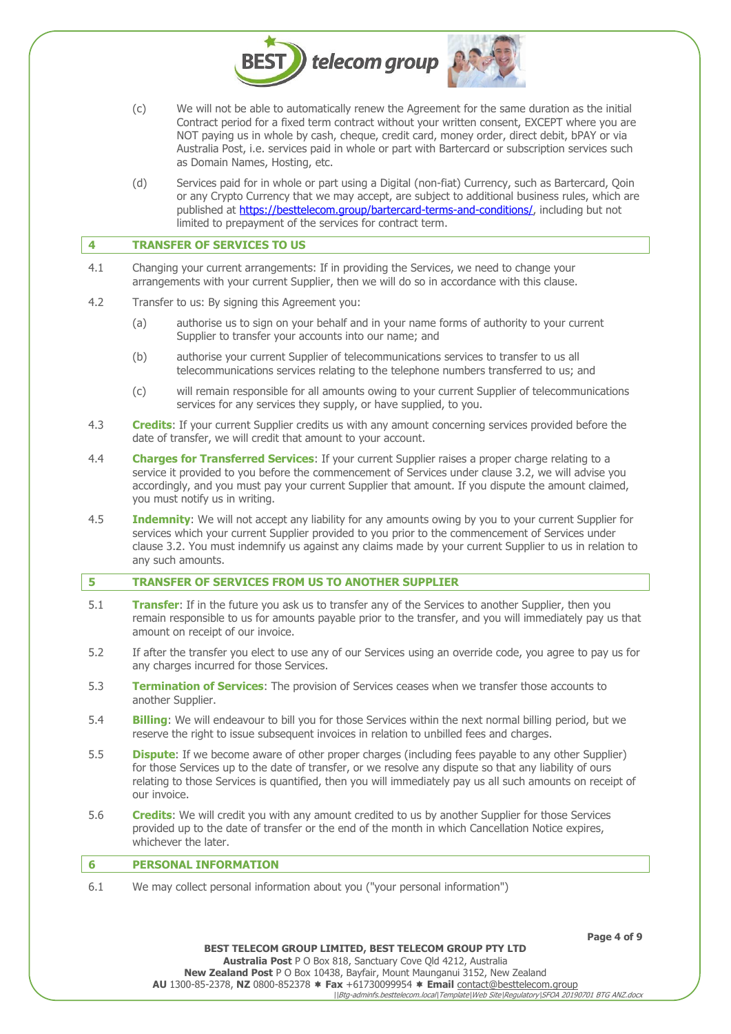(c) We will not be able to automatically renew the Agreement for the same duration as the initial Contract period for a fixed term contract without your written consent, EXCEPT where you are NOT paying us in whole by cash, cheque, credit card, money order, direct debit, bPAY or via Australia Post, i.e. services paid in whole or part with Bartercard or subscription services such as Domain Names, Hosting, etc.

(d) Services paid for in whole or part using a Digital (non-fiat) Currency, such as Bartercard, Qoin or any Crypto Currency that we may accept, are subject to additional business rules, which are published at https://besttelecom.group/bartercard-terms-and-conditions/, including but not limited to prepayment of the services for contract term.

## 4 TRANSFER OF SERVICES TO US

4.1 Changing your current arrangements: If in providing the Services, we need to change your arrangements with your current Supplier, then we will do so in accordance with this clause.

4.2 Transfer to us: By signing this Agreement you:

(a) authorise us to sign on your behalf and in your name forms of authority to your current Supplier to transfer your accounts into our name; and

(b) authorise your current Supplier of telecommunications services to transfer to us all telecommunications services relating to the telephone numbers transferred to us; and

(c) will remain responsible for all amounts owing to your current Supplier of telecommunications services for any services they supply, or have supplied, to you.

4.3 **Credits**: If your current Supplier credits us with any amount concerning services provided before the date of transfer, we will credit that amount to your account.

4.4 **Charges for Transferred Services**: If your current Supplier raises a proper charge relating to a service it provided to you before the commencement of Services under clause 3.2, we will advise you accordingly, and you must pay your current Supplier that amount. If you dispute the amount claimed, you must notify us in writing.

4.5 **Indemnity**: We will not accept any liability for any amounts owing by you to your current Supplier for services which your current Supplier provided to you prior to the commencement of Services under clause 3.2. You must indemnify us against any claims made by your current Supplier to us in relation to any such amounts.

## 5 TRANSFER OF SERVICES FROM US TO ANOTHER SUPPLIER

5.1 **Transfer**: If in the future you ask us to transfer any of the Services to another Supplier, then you remain responsible to us for amounts payable prior to the transfer, and you will immediately pay us that amount on receipt of our invoice.

5.2 If after the transfer you elect to use any of our Services using an override code, you agree to pay us for any charges incurred for those Services.

5.3 **Termination of Services**: The provision of Services ceases when we transfer those accounts to another Supplier.

5.4 **Billing**: We will endeavour to bill you for those Services within the next normal billing period, but we reserve the right to issue subsequent invoices in relation to unbilled fees and charges.

5.5 **Dispute**: If we become aware of other proper charges (including fees payable to any other Supplier) for those Services up to the date of transfer, or we resolve any dispute so that any liability of ours relating to those Services is quantified, then you will immediately pay us all such amounts on receipt of our invoice.

5.6 **Credits**: We will credit you with any amount credited to us by another Supplier for those Services provided up to the date of transfer or the end of the month in which Cancellation Notice expires, whichever the later.

## 6 PERSONAL INFORMATION

6.1 We may collect personal information about you ("your personal information")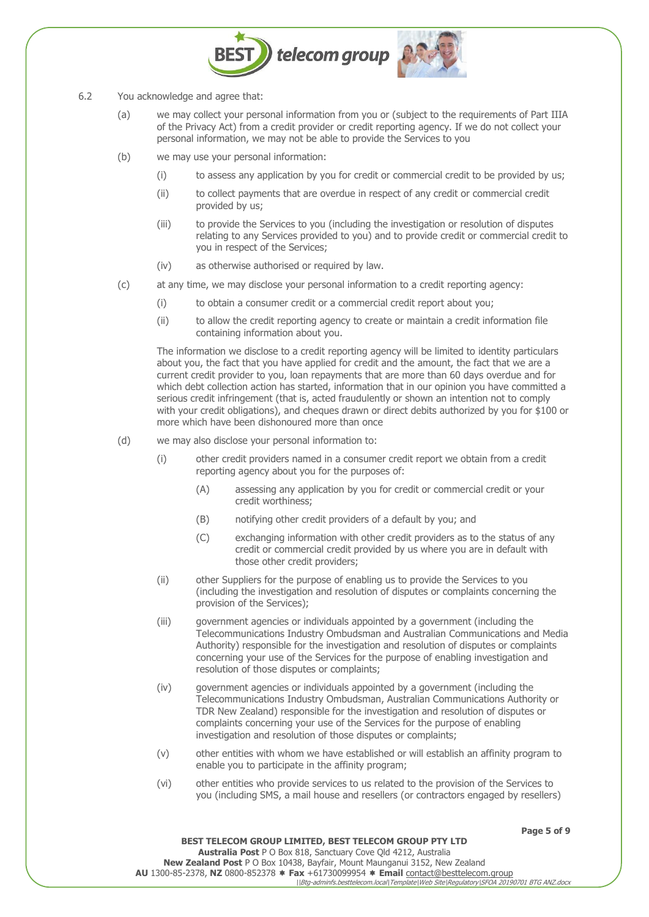6.2 You acknowledge and agree that:

(a) we may collect your personal information from you or (subject to the requirements of Part IIIA of the Privacy Act) from a credit provider or credit reporting agency. If we do not collect your personal information, we may not be able to provide the Services to you

(b) we may use your personal information:

(i) to assess any application by you for credit or commercial credit to be provided by us;

(ii) to collect payments that are overdue in respect of any credit or commercial credit provided by us;

(iii) to provide the Services to you (including the investigation or resolution of disputes relating to any Services provided to you) and to provide credit or commercial credit to you in respect of the Services;

(iv) as otherwise authorised or required by law.

(c) at any time, we may disclose your personal information to a credit reporting agency:

(i) to obtain a consumer credit or a commercial credit report about you;

(ii) to allow the credit reporting agency to create or maintain a credit information file containing information about you.

The information we disclose to a credit reporting agency will be limited to identity particulars about you, the fact that you have applied for credit and the amount, the fact that we are a current credit provider to you, loan repayments that are more than 60 days overdue and for which debt collection action has started, information that in our opinion you have committed a serious credit infringement (that is, acted fraudulently or shown an intention not to comply with your credit obligations), and cheques drawn or direct debits authorized by you for $100 or more which have been dishonoured more than once

(d) we may also disclose your personal information to:

(i) other credit providers named in a consumer credit report we obtain from a credit reporting agency about you for the purposes of:

(A) assessing any application by you for credit or commercial credit or your credit worthiness;

(B) notifying other credit providers of a default by you; and

(C) exchanging information with other credit providers as to the status of any credit or commercial credit provided by us where you are in default with those other credit providers;

(ii) other Suppliers for the purpose of enabling us to provide the Services to you (including the investigation and resolution of disputes or complaints concerning the provision of the Services);

(iii) government agencies or individuals appointed by a government (including the Telecommunications Industry Ombudsman and Australian Communications and Media Authority) responsible for the investigation and resolution of disputes or complaints concerning your use of the Services for the purpose of enabling investigation and resolution of those disputes or complaints;

(iv) government agencies or individuals appointed by a government (including the Telecommunications Industry Ombudsman, Australian Communications Authority or TDR New Zealand) responsible for the investigation and resolution of disputes or complaints concerning your use of the Services for the purpose of enabling investigation and resolution of those disputes or complaints;

(v) other entities with whom we have established or will establish an affinity program to enable you to participate in the affinity program;

(vi) other entities who provide services to us related to the provision of the Services to you (including SMS, a mail house and resellers (or contractors engaged by resellers)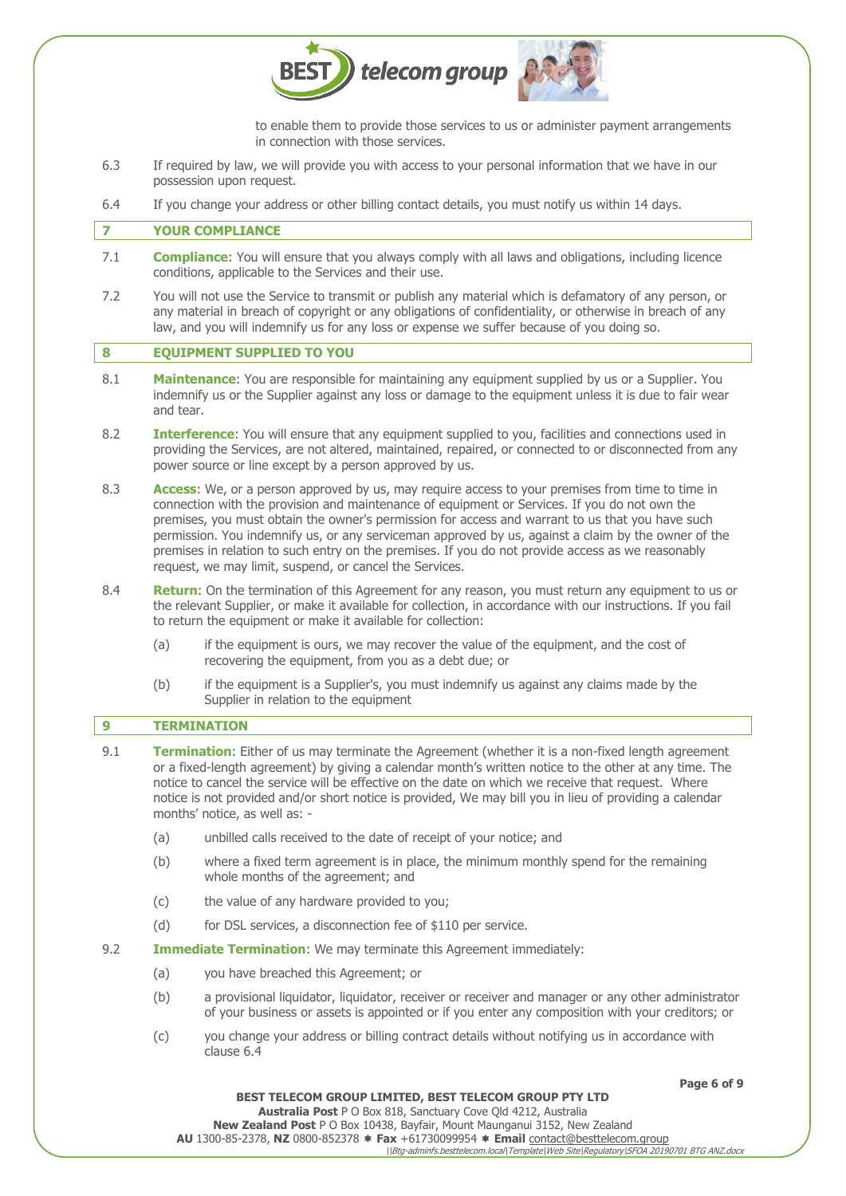to enable them to provide those services to us or administer payment arrangements in connection with those services.

6.3 If required by law, we will provide you with access to your personal information that we have in our possession upon request.

6.4 If you change your address or other billing contact details, you must notify us within 14 days.

## 7 YOUR COMPLIANCE

7.1 **Compliance**: You will ensure that you always comply with all laws and obligations, including licence conditions, applicable to the Services and their use.

7.2 You will not use the Service to transmit or publish any material which is defamatory of any person, or any material in breach of copyright or any obligations of confidentiality, or otherwise in breach of any law, and you will indemnify us for any loss or expense we suffer because of you doing so.

## 8 EQUIPMENT SUPPLIED TO YOU

8.1 **Maintenance**: You are responsible for maintaining any equipment supplied by us or a Supplier. You indemnify us or the Supplier against any loss or damage to the equipment unless it is due to fair wear and tear.

8.2 **Interference**: You will ensure that any equipment supplied to you, facilities and connections used in providing the Services, are not altered, maintained, repaired, or connected to or disconnected from any power source or line except by a person approved by us.

8.3 **Access**: We, or a person approved by us, may require access to your premises from time to time in connection with the provision and maintenance of equipment or Services. If you do not own the premises, you must obtain the owner's permission for access and warrant to us that you have such permission. You indemnify us, or any serviceman approved by us, against a claim by the owner of the premises in relation to such entry on the premises. If you do not provide access as we reasonably request, we may limit, suspend, or cancel the Services.

8.4 **Return**: On the termination of this Agreement for any reason, you must return any equipment to us or the relevant Supplier, or make it available for collection, in accordance with our instructions. If you fail to return the equipment or make it available for collection:

(a) if the equipment is ours, we may recover the value of the equipment, and the cost of recovering the equipment, from you as a debt due; or

(b) if the equipment is a Supplier's, you must indemnify us against any claims made by the Supplier in relation to the equipment

## 9 TERMINATION

9.1 **Termination**: Either of us may terminate the Agreement (whether it is a non-fixed length agreement or a fixed-length agreement) by giving a calendar month's written notice to the other at any time. The notice to cancel the service will be effective on the date on which we receive that request. Where notice is not provided and/or short notice is provided, We may bill you in lieu of providing a calendar months' notice, as well as: -

(a) unbilled calls received to the date of receipt of your notice; and

(b) where a fixed term agreement is in place, the minimum monthly spend for the remaining whole months of the agreement; and

(c) the value of any hardware provided to you;

(d) for DSL services, a disconnection fee of $110 per service.

9.2 **Immediate Termination**: We may terminate this Agreement immediately:

(a) you have breached this Agreement; or

(b) a provisional liquidator, liquidator, receiver or receiver and manager or any other administrator of your business or assets is appointed or if you enter any composition with your creditors; or

(c) you change your address or billing contract details without notifying us in accordance with clause 6.4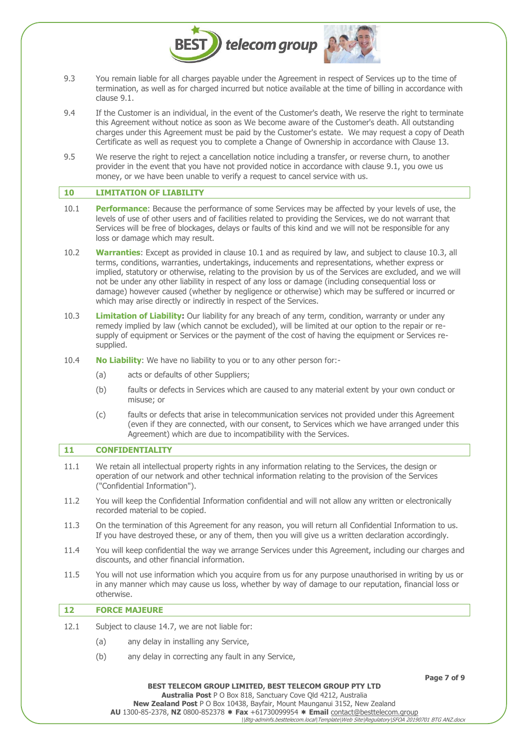9.3 You remain liable for all charges payable under the Agreement in respect of Services up to the time of termination, as well as for charged incurred but notice available at the time of billing in accordance with clause 9.1.

9.4 If the Customer is an individual, in the event of the Customer's death, We reserve the right to terminate this Agreement without notice as soon as We become aware of the Customer's death. All outstanding charges under this Agreement must be paid by the Customer's estate. We may request a copy of Death Certificate as well as request you to complete a Change of Ownership in accordance with Clause 13.

9.5 We reserve the right to reject a cancellation notice including a transfer, or reverse churn, to another provider in the event that you have not provided notice in accordance with clause 9.1, you owe us money, or we have been unable to verify a request to cancel service with us.

## 10 LIMITATION OF LIABILITY

10.1 **Performance**: Because the performance of some Services may be affected by your levels of use, the levels of use of other users and of facilities related to providing the Services, we do not warrant that Services will be free of blockages, delays or faults of this kind and we will not be responsible for any loss or damage which may result.

10.2 **Warranties**: Except as provided in clause 10.1 and as required by law, and subject to clause 10.3, all terms, conditions, warranties, undertakings, inducements and representations, whether express or implied, statutory or otherwise, relating to the provision by us of the Services are excluded, and we will not be under any other liability in respect of any loss or damage (including consequential loss or damage) however caused (whether by negligence or otherwise) which may be suffered or incurred or which may arise directly or indirectly in respect of the Services.

10.3 **Limitation of Liability:** Our liability for any breach of any term, condition, warranty or under any remedy implied by law (which cannot be excluded), will be limited at our option to the repair or re-supply of equipment or Services or the payment of the cost of having the equipment or Services re-supplied.

10.4 **No Liability**: We have no liability to you or to any other person for:-

(a) acts or defaults of other Suppliers;

(b) faults or defects in Services which are caused to any material extent by your own conduct or misuse; or

(c) faults or defects that arise in telecommunication services not provided under this Agreement (even if they are connected, with our consent, to Services which we have arranged under this Agreement) which are due to incompatibility with the Services.

## 11 CONFIDENTIALITY

11.1 We retain all intellectual property rights in any information relating to the Services, the design or operation of our network and other technical information relating to the provision of the Services ("Confidential Information").

11.2 You will keep the Confidential Information confidential and will not allow any written or electronically recorded material to be copied.

11.3 On the termination of this Agreement for any reason, you will return all Confidential Information to us. If you have destroyed these, or any of them, then you will give us a written declaration accordingly.

11.4 You will keep confidential the way we arrange Services under this Agreement, including our charges and discounts, and other financial information.

11.5 You will not use information which you acquire from us for any purpose unauthorised in writing by us or in any manner which may cause us loss, whether by way of damage to our reputation, financial loss or otherwise.

## 12 FORCE MAJEURE

12.1 Subject to clause 14.7, we are not liable for:

(a) any delay in installing any Service,

(b) any delay in correcting any fault in any Service,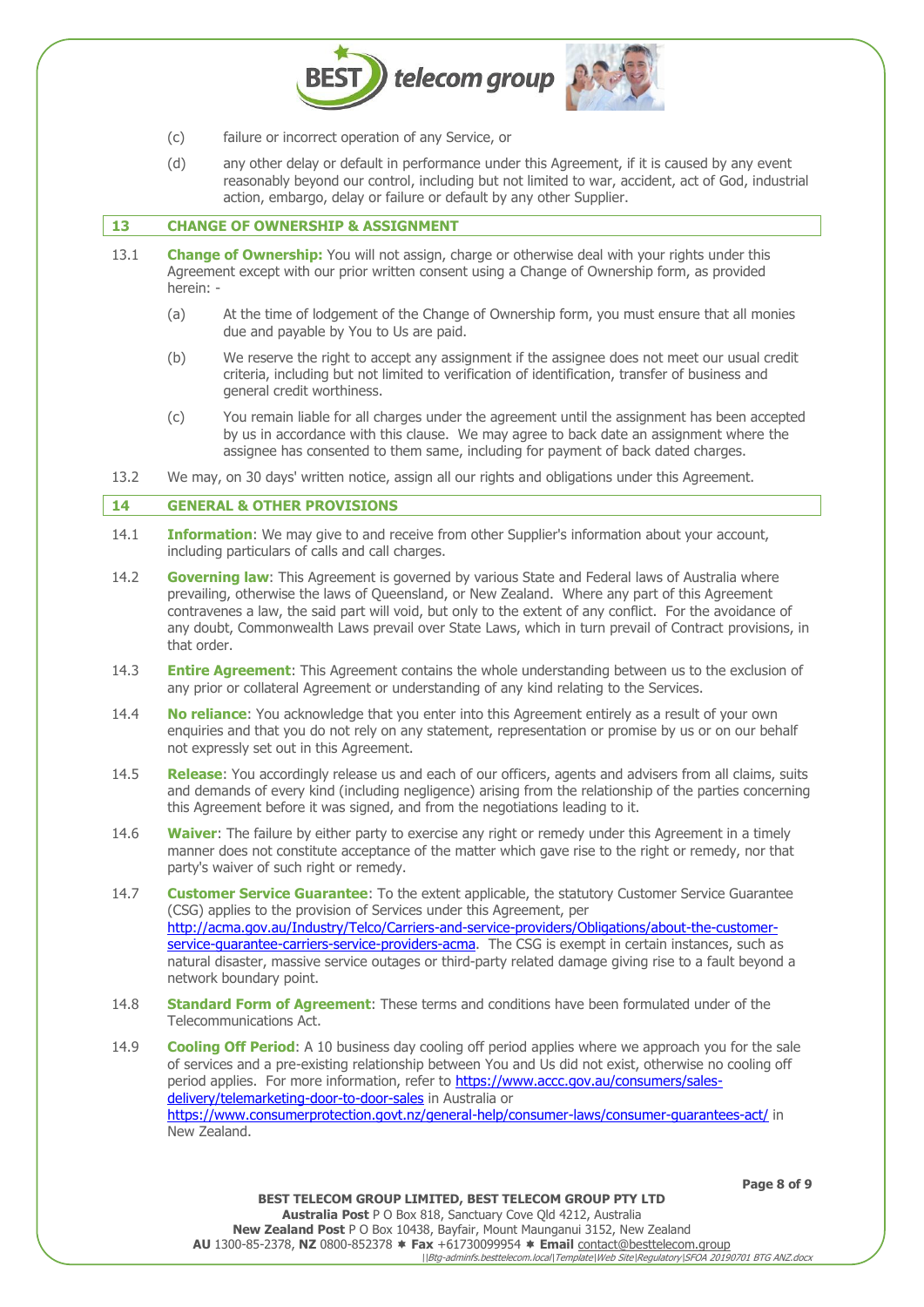(c) failure or incorrect operation of any Service, or

(d) any other delay or default in performance under this Agreement, if it is caused by any event reasonably beyond our control, including but not limited to war, accident, act of God, industrial action, embargo, delay or failure or default by any other Supplier.

## 13 CHANGE OF OWNERSHIP & ASSIGNMENT

13.1 **Change of Ownership:** You will not assign, charge or otherwise deal with your rights under this Agreement except with our prior written consent using a Change of Ownership form, as provided herein: -

(a) At the time of lodgement of the Change of Ownership form, you must ensure that all monies due and payable by You to Us are paid.

(b) We reserve the right to accept any assignment if the assignee does not meet our usual credit criteria, including but not limited to verification of identification, transfer of business and general credit worthiness.

(c) You remain liable for all charges under the agreement until the assignment has been accepted by us in accordance with this clause. We may agree to back date an assignment where the assignee has consented to them same, including for payment of back dated charges.

13.2 We may, on 30 days' written notice, assign all our rights and obligations under this Agreement.

## 14 GENERAL & OTHER PROVISIONS

14.1 **Information**: We may give to and receive from other Supplier's information about your account, including particulars of calls and call charges.

14.2 **Governing law**: This Agreement is governed by various State and Federal laws of Australia where prevailing, otherwise the laws of Queensland, or New Zealand. Where any part of this Agreement contravenes a law, the said part will void, but only to the extent of any conflict. For the avoidance of any doubt, Commonwealth Laws prevail over State Laws, which in turn prevail of Contract provisions, in that order.

14.3 **Entire Agreement**: This Agreement contains the whole understanding between us to the exclusion of any prior or collateral Agreement or understanding of any kind relating to the Services.

14.4 **No reliance**: You acknowledge that you enter into this Agreement entirely as a result of your own enquiries and that you do not rely on any statement, representation or promise by us or on our behalf not expressly set out in this Agreement.

14.5 **Release**: You accordingly release us and each of our officers, agents and advisers from all claims, suits and demands of every kind (including negligence) arising from the relationship of the parties concerning this Agreement before it was signed, and from the negotiations leading to it.

14.6 **Waiver**: The failure by either party to exercise any right or remedy under this Agreement in a timely manner does not constitute acceptance of the matter which gave rise to the right or remedy, nor that party's waiver of such right or remedy.

14.7 **Customer Service Guarantee**: To the extent applicable, the statutory Customer Service Guarantee (CSG) applies to the provision of Services under this Agreement, per http://acma.gov.au/Industry/Telco/Carriers-and-service-providers/Obligations/about-the-customer-service-guarantee-carriers-service-providers-acma. The CSG is exempt in certain instances, such as natural disaster, massive service outages or third-party related damage giving rise to a fault beyond a network boundary point.

14.8 **Standard Form of Agreement**: These terms and conditions have been formulated under of the Telecommunications Act.

14.9 **Cooling Off Period**: A 10 business day cooling off period applies where we approach you for the sale of services and a pre-existing relationship between You and Us did not exist, otherwise no cooling off period applies. For more information, refer to https://www.accc.gov.au/consumers/sales-delivery/telemarketing-door-to-door-sales in Australia or https://www.consumerprotection.govt.nz/general-help/consumer-laws/consumer-guarantees-act/ in New Zealand.

**BEST TELECOM GROUP LIMITED, BEST TELECOM GROUP PTY LTD**
**Australia Post** P O Box 818, Sanctuary Cove Qld 4212, Australia
**New Zealand Post** P O Box 10438, Bayfair, Mount Maunganui 3152, New Zealand
**AU** 1300-85-2378, **NZ** 0800-852378 ✱ **Fax** +61730099954 ✱ **Email** contact@besttelecom.group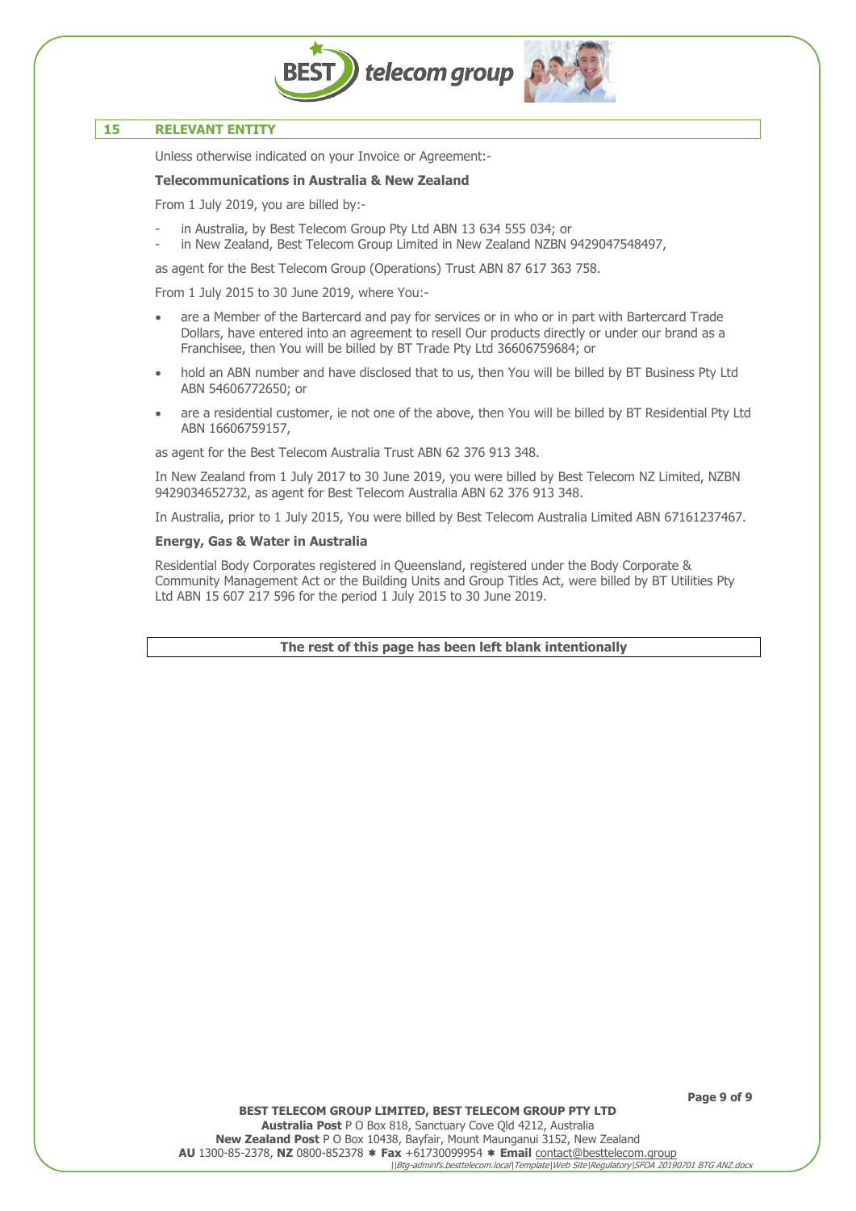## 15 RELEVANT ENTITY

Unless otherwise indicated on your Invoice or Agreement:-

**Telecommunications in Australia & New Zealand**

From 1 July 2019, you are billed by:-

- in Australia, by Best Telecom Group Pty Ltd ABN 13 634 555 034; or
- in New Zealand, Best Telecom Group Limited in New Zealand NZBN 9429047548497,

as agent for the Best Telecom Group (Operations) Trust ABN 87 617 363 758.

From 1 July 2015 to 30 June 2019, where You:-

- are a Member of the Bartercard and pay for services or in who or in part with Bartercard Trade Dollars, have entered into an agreement to resell Our products directly or under our brand as a Franchisee, then You will be billed by BT Trade Pty Ltd 36606759684; or
- hold an ABN number and have disclosed that to us, then You will be billed by BT Business Pty Ltd ABN 54606772650; or
- are a residential customer, ie not one of the above, then You will be billed by BT Residential Pty Ltd ABN 16606759157,

as agent for the Best Telecom Australia Trust ABN 62 376 913 348.

In New Zealand from 1 July 2017 to 30 June 2019, you were billed by Best Telecom NZ Limited, NZBN 9429034652732, as agent for Best Telecom Australia ABN 62 376 913 348.

In Australia, prior to 1 July 2015, You were billed by Best Telecom Australia Limited ABN 67161237467.

**Energy, Gas & Water in Australia**

Residential Body Corporates registered in Queensland, registered under the Body Corporate & Community Management Act or the Building Units and Group Titles Act, were billed by BT Utilities Pty Ltd ABN 15 607 217 596 for the period 1 July 2015 to 30 June 2019.

**The rest of this page has been left blank intentionally**